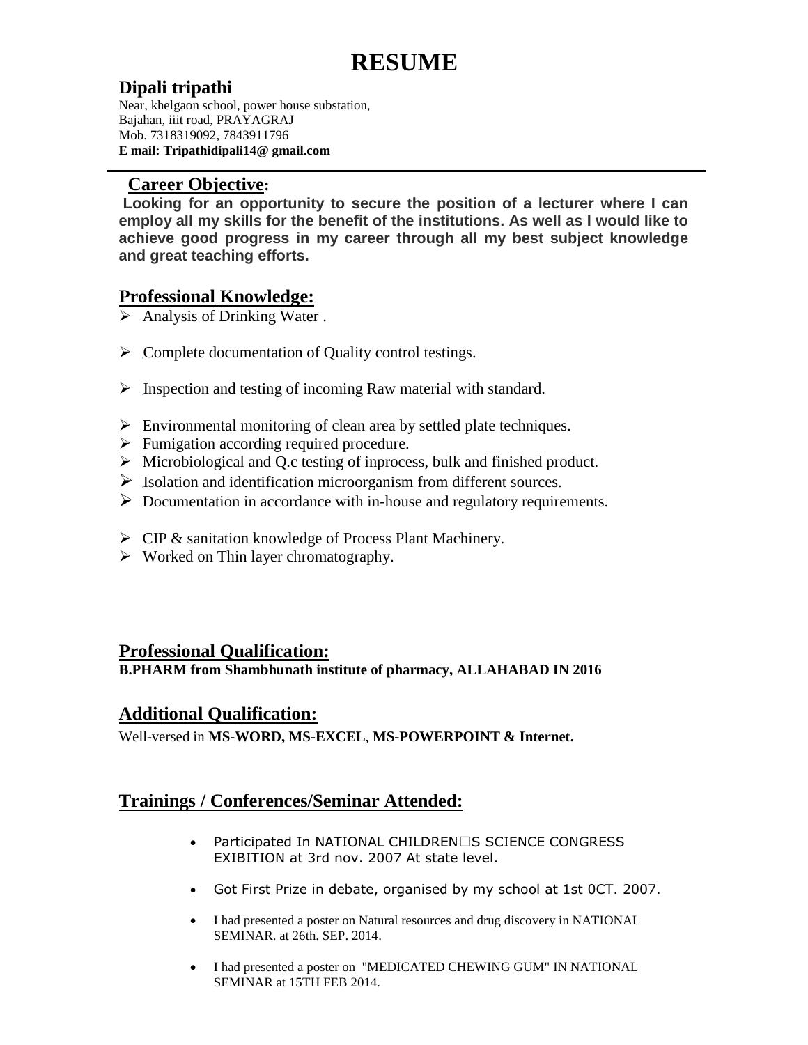# RESUME

## Dipali tripathi

Near, khelgaon school, power house substation,
Bajahan, iiit road, PRAYAGRAJ
Mob. 7318319092, 7843911796
**E mail: Tripathidipali14@ gmail.com**

---

## Career Objective:

**Looking for an opportunity to secure the position of a lecturer where I can employ all my skills for the benefit of the institutions. As well as I would like to achieve good progress in my career through all my best subject knowledge and great teaching efforts.**

## Professional Knowledge:

- Analysis of Drinking Water .
- Complete documentation of Quality control testings.
- Inspection and testing of incoming Raw material with standard.
- Environmental monitoring of clean area by settled plate techniques.
- Fumigation according required procedure.
- Microbiological and Q.c testing of inprocess, bulk and finished product.
- Isolation and identification microorganism from different sources.
- Documentation in accordance with in-house and regulatory requirements.
- CIP & sanitation knowledge of Process Plant Machinery.
- Worked on Thin layer chromatography.

## Professional Qualification:

**B.PHARM from Shambhunath institute of pharmacy, ALLAHABAD IN 2016**

## Additional Qualification:

Well-versed in **MS-WORD, MS-EXCEL**, **MS-POWERPOINT & Internet.**

## Trainings / Conferences/Seminar Attended:

- Participated In NATIONAL CHILDREN□S SCIENCE CONGRESS EXIBITION at 3rd nov. 2007 At state level.
- Got First Prize in debate, organised by my school at 1st 0CT. 2007.
- I had presented a poster on Natural resources and drug discovery in NATIONAL SEMINAR. at 26th. SEP. 2014.
- I had presented a poster on "MEDICATED CHEWING GUM" IN NATIONAL SEMINAR at 15TH FEB 2014.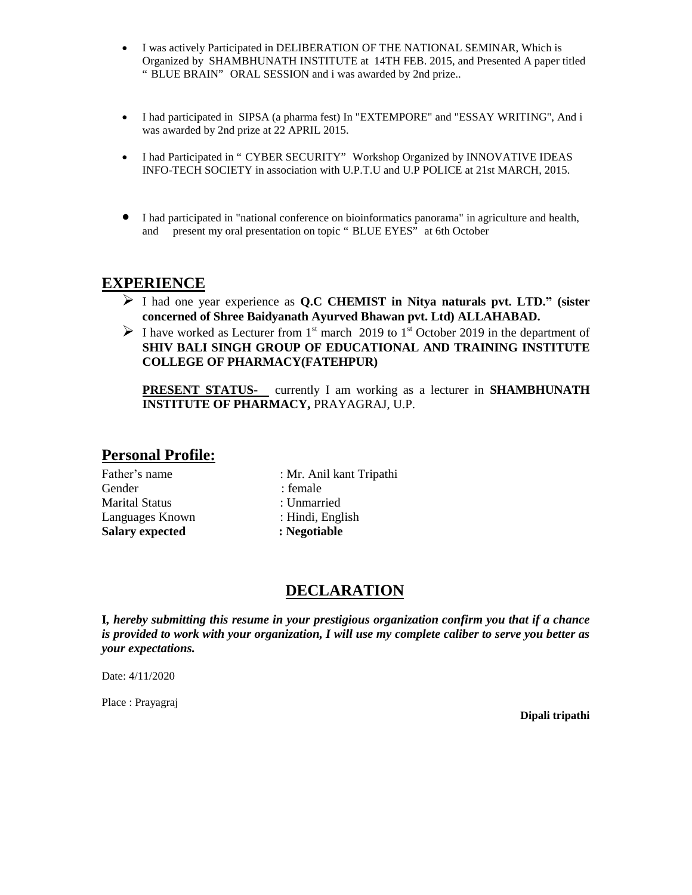- I was actively Participated in DELIBERATION OF THE NATIONAL SEMINAR, Which is Organized by SHAMBHUNATH INSTITUTE at 14TH FEB. 2015, and Presented A paper titled " BLUE BRAIN" ORAL SESSION and i was awarded by 2nd prize..
- I had participated in SIPSA (a pharma fest) In "EXTEMPORE" and "ESSAY WRITING", And i was awarded by 2nd prize at 22 APRIL 2015.
- I had Participated in " CYBER SECURITY" Workshop Organized by INNOVATIVE IDEAS INFO-TECH SOCIETY in association with U.P.T.U and U.P POLICE at 21st MARCH, 2015.
- I had participated in "national conference on bioinformatics panorama" in agriculture and health, and present my oral presentation on topic " BLUE EYES" at 6th October

## EXPERIENCE

- I had one year experience as **Q.C CHEMIST in Nitya naturals pvt. LTD." (sister concerned of Shree Baidyanath Ayurved Bhawan pvt. Ltd) ALLAHABAD.**
- I have worked as Lecturer from 1st march 2019 to 1st October 2019 in the department of **SHIV BALI SINGH GROUP OF EDUCATIONAL AND TRAINING INSTITUTE COLLEGE OF PHARMACY(FATEHPUR)**

**PRESENT STATUS-** currently I am working as a lecturer in **SHAMBHUNATH INSTITUTE OF PHARMACY,** PRAYAGRAJ, U.P.

## Personal Profile:

| | |
|---|---|
| Father's name | : Mr. Anil kant Tripathi |
| Gender | : female |
| Marital Status | : Unmarried |
| Languages Known | : Hindi, English |
| **Salary expected** | **: Negotiable** |

## DECLARATION

**I,** ***hereby submitting this resume in your prestigious organization confirm you that if a chance is provided to work with your organization, I will use my complete caliber to serve you better as your expectations.***

Date: 4/11/2020

Place : Prayagraj

**Dipali tripathi**